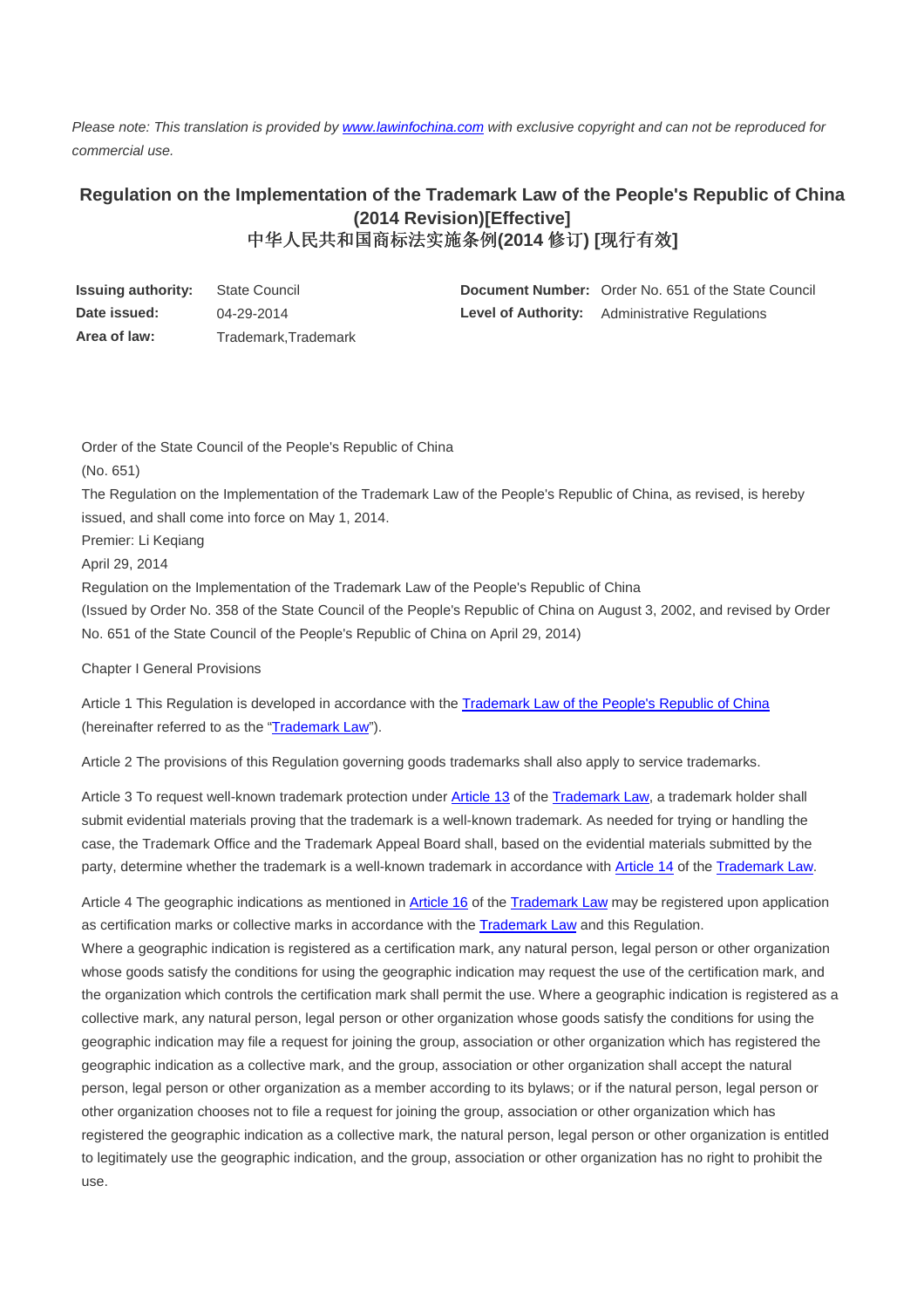*Please note: This translation is provided by [www.lawinfochina.com](http://www.lawinfochina.com) with exclusive copyright and can not be reproduced for commercial use.*

# Regulation on the Implementation of the Trademark Law of the People's Republic of China (2014 Revision)[Effective]
# 中华人民共和国商标法实施条例(2014 修订) [现行有效]

| | | | |
|---|---|---|---|
| **Issuing authority:** | State Council | **Document Number:** | Order No. 651 of the State Council |
| **Date issued:** | 04-29-2014 | **Level of Authority:** | Administrative Regulations |
| **Area of law:** | Trademark,Trademark | | |

Order of the State Council of the People's Republic of China

(No. 651)

The Regulation on the Implementation of the Trademark Law of the People's Republic of China, as revised, is hereby issued, and shall come into force on May 1, 2014.

Premier: Li Keqiang

April 29, 2014

Regulation on the Implementation of the Trademark Law of the People's Republic of China

(Issued by Order No. 358 of the State Council of the People's Republic of China on August 3, 2002, and revised by Order No. 651 of the State Council of the People's Republic of China on April 29, 2014)

Chapter I General Provisions

Article 1 This Regulation is developed in accordance with the Trademark Law of the People's Republic of China (hereinafter referred to as the "Trademark Law").

Article 2 The provisions of this Regulation governing goods trademarks shall also apply to service trademarks.

Article 3 To request well-known trademark protection under Article 13 of the Trademark Law, a trademark holder shall submit evidential materials proving that the trademark is a well-known trademark. As needed for trying or handling the case, the Trademark Office and the Trademark Appeal Board shall, based on the evidential materials submitted by the party, determine whether the trademark is a well-known trademark in accordance with Article 14 of the Trademark Law.

Article 4 The geographic indications as mentioned in Article 16 of the Trademark Law may be registered upon application as certification marks or collective marks in accordance with the Trademark Law and this Regulation.

Where a geographic indication is registered as a certification mark, any natural person, legal person or other organization whose goods satisfy the conditions for using the geographic indication may request the use of the certification mark, and the organization which controls the certification mark shall permit the use. Where a geographic indication is registered as a collective mark, any natural person, legal person or other organization whose goods satisfy the conditions for using the geographic indication may file a request for joining the group, association or other organization which has registered the geographic indication as a collective mark, and the group, association or other organization shall accept the natural person, legal person or other organization as a member according to its bylaws; or if the natural person, legal person or other organization chooses not to file a request for joining the group, association or other organization which has registered the geographic indication as a collective mark, the natural person, legal person or other organization is entitled to legitimately use the geographic indication, and the group, association or other organization has no right to prohibit the use.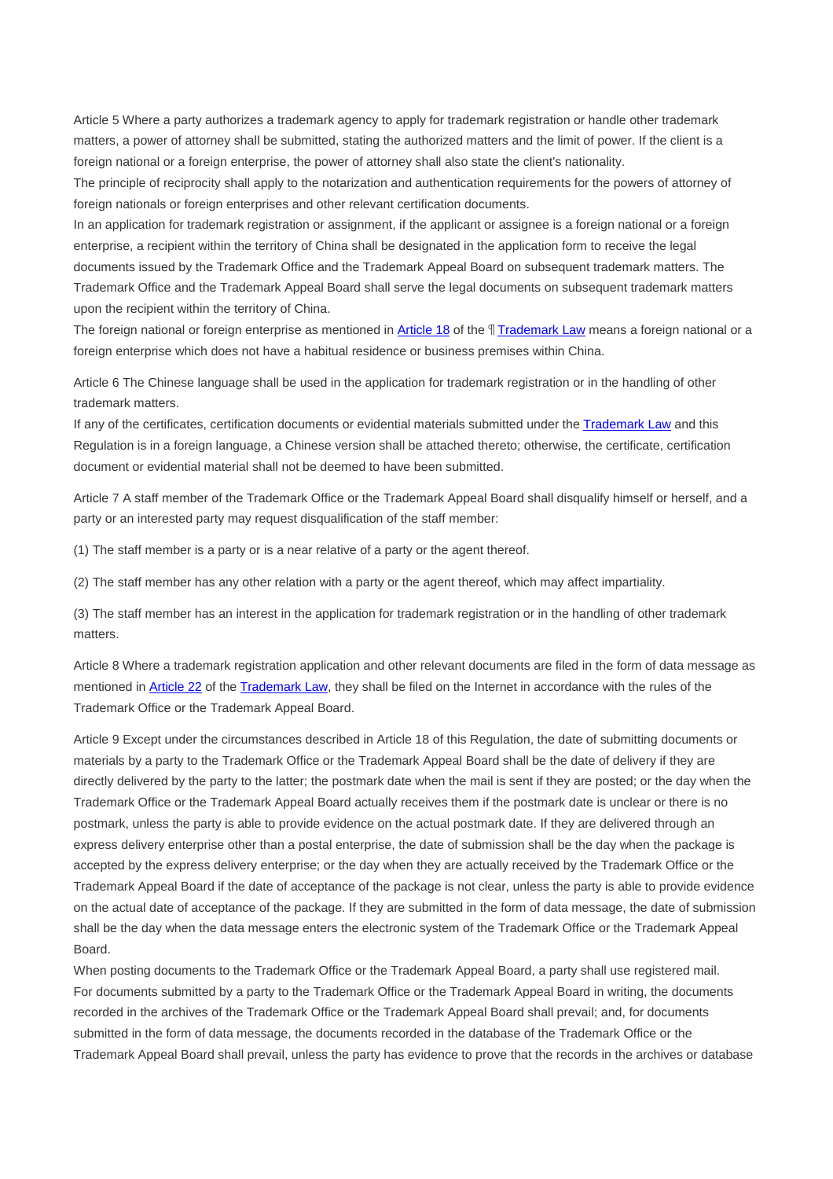Article 5 Where a party authorizes a trademark agency to apply for trademark registration or handle other trademark matters, a power of attorney shall be submitted, stating the authorized matters and the limit of power. If the client is a foreign national or a foreign enterprise, the power of attorney shall also state the client's nationality.

The principle of reciprocity shall apply to the notarization and authentication requirements for the powers of attorney of foreign nationals or foreign enterprises and other relevant certification documents.

In an application for trademark registration or assignment, if the applicant or assignee is a foreign national or a foreign enterprise, a recipient within the territory of China shall be designated in the application form to receive the legal documents issued by the Trademark Office and the Trademark Appeal Board on subsequent trademark matters. The Trademark Office and the Trademark Appeal Board shall serve the legal documents on subsequent trademark matters upon the recipient within the territory of China.

The foreign national or foreign enterprise as mentioned in Article 18 of the ¶ Trademark Law means a foreign national or a foreign enterprise which does not have a habitual residence or business premises within China.

Article 6 The Chinese language shall be used in the application for trademark registration or in the handling of other trademark matters.

If any of the certificates, certification documents or evidential materials submitted under the Trademark Law and this Regulation is in a foreign language, a Chinese version shall be attached thereto; otherwise, the certificate, certification document or evidential material shall not be deemed to have been submitted.

Article 7 A staff member of the Trademark Office or the Trademark Appeal Board shall disqualify himself or herself, and a party or an interested party may request disqualification of the staff member:

(1) The staff member is a party or is a near relative of a party or the agent thereof.

(2) The staff member has any other relation with a party or the agent thereof, which may affect impartiality.

(3) The staff member has an interest in the application for trademark registration or in the handling of other trademark matters.

Article 8 Where a trademark registration application and other relevant documents are filed in the form of data message as mentioned in Article 22 of the Trademark Law, they shall be filed on the Internet in accordance with the rules of the Trademark Office or the Trademark Appeal Board.

Article 9 Except under the circumstances described in Article 18 of this Regulation, the date of submitting documents or materials by a party to the Trademark Office or the Trademark Appeal Board shall be the date of delivery if they are directly delivered by the party to the latter; the postmark date when the mail is sent if they are posted; or the day when the Trademark Office or the Trademark Appeal Board actually receives them if the postmark date is unclear or there is no postmark, unless the party is able to provide evidence on the actual postmark date. If they are delivered through an express delivery enterprise other than a postal enterprise, the date of submission shall be the day when the package is accepted by the express delivery enterprise; or the day when they are actually received by the Trademark Office or the Trademark Appeal Board if the date of acceptance of the package is not clear, unless the party is able to provide evidence on the actual date of acceptance of the package. If they are submitted in the form of data message, the date of submission shall be the day when the data message enters the electronic system of the Trademark Office or the Trademark Appeal Board.

When posting documents to the Trademark Office or the Trademark Appeal Board, a party shall use registered mail.

For documents submitted by a party to the Trademark Office or the Trademark Appeal Board in writing, the documents recorded in the archives of the Trademark Office or the Trademark Appeal Board shall prevail; and, for documents submitted in the form of data message, the documents recorded in the database of the Trademark Office or the Trademark Appeal Board shall prevail, unless the party has evidence to prove that the records in the archives or database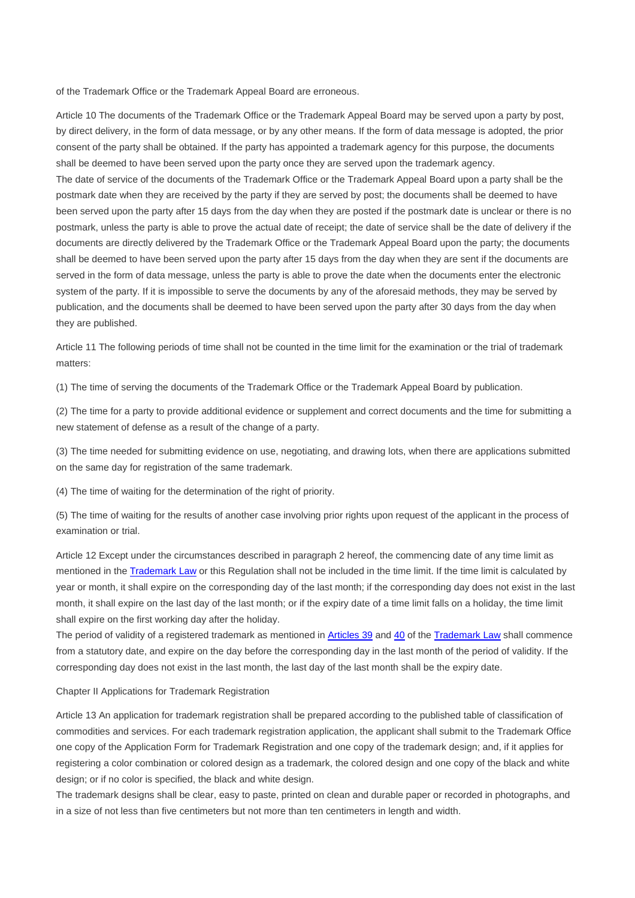of the Trademark Office or the Trademark Appeal Board are erroneous.

Article 10 The documents of the Trademark Office or the Trademark Appeal Board may be served upon a party by post, by direct delivery, in the form of data message, or by any other means. If the form of data message is adopted, the prior consent of the party shall be obtained. If the party has appointed a trademark agency for this purpose, the documents shall be deemed to have been served upon the party once they are served upon the trademark agency.
The date of service of the documents of the Trademark Office or the Trademark Appeal Board upon a party shall be the postmark date when they are received by the party if they are served by post; the documents shall be deemed to have been served upon the party after 15 days from the day when they are posted if the postmark date is unclear or there is no postmark, unless the party is able to prove the actual date of receipt; the date of service shall be the date of delivery if the documents are directly delivered by the Trademark Office or the Trademark Appeal Board upon the party; the documents shall be deemed to have been served upon the party after 15 days from the day when they are sent if the documents are served in the form of data message, unless the party is able to prove the date when the documents enter the electronic system of the party. If it is impossible to serve the documents by any of the aforesaid methods, they may be served by publication, and the documents shall be deemed to have been served upon the party after 30 days from the day when they are published.

Article 11 The following periods of time shall not be counted in the time limit for the examination or the trial of trademark matters:

(1) The time of serving the documents of the Trademark Office or the Trademark Appeal Board by publication.

(2) The time for a party to provide additional evidence or supplement and correct documents and the time for submitting a new statement of defense as a result of the change of a party.

(3) The time needed for submitting evidence on use, negotiating, and drawing lots, when there are applications submitted on the same day for registration of the same trademark.

(4) The time of waiting for the determination of the right of priority.

(5) The time of waiting for the results of another case involving prior rights upon request of the applicant in the process of examination or trial.

Article 12 Except under the circumstances described in paragraph 2 hereof, the commencing date of any time limit as mentioned in the Trademark Law or this Regulation shall not be included in the time limit. If the time limit is calculated by year or month, it shall expire on the corresponding day of the last month; if the corresponding day does not exist in the last month, it shall expire on the last day of the last month; or if the expiry date of a time limit falls on a holiday, the time limit shall expire on the first working day after the holiday.
The period of validity of a registered trademark as mentioned in Articles 39 and 40 of the Trademark Law shall commence from a statutory date, and expire on the day before the corresponding day in the last month of the period of validity. If the corresponding day does not exist in the last month, the last day of the last month shall be the expiry date.

## Chapter II Applications for Trademark Registration

Article 13 An application for trademark registration shall be prepared according to the published table of classification of commodities and services. For each trademark registration application, the applicant shall submit to the Trademark Office one copy of the Application Form for Trademark Registration and one copy of the trademark design; and, if it applies for registering a color combination or colored design as a trademark, the colored design and one copy of the black and white design; or if no color is specified, the black and white design.
The trademark designs shall be clear, easy to paste, printed on clean and durable paper or recorded in photographs, and in a size of not less than five centimeters but not more than ten centimeters in length and width.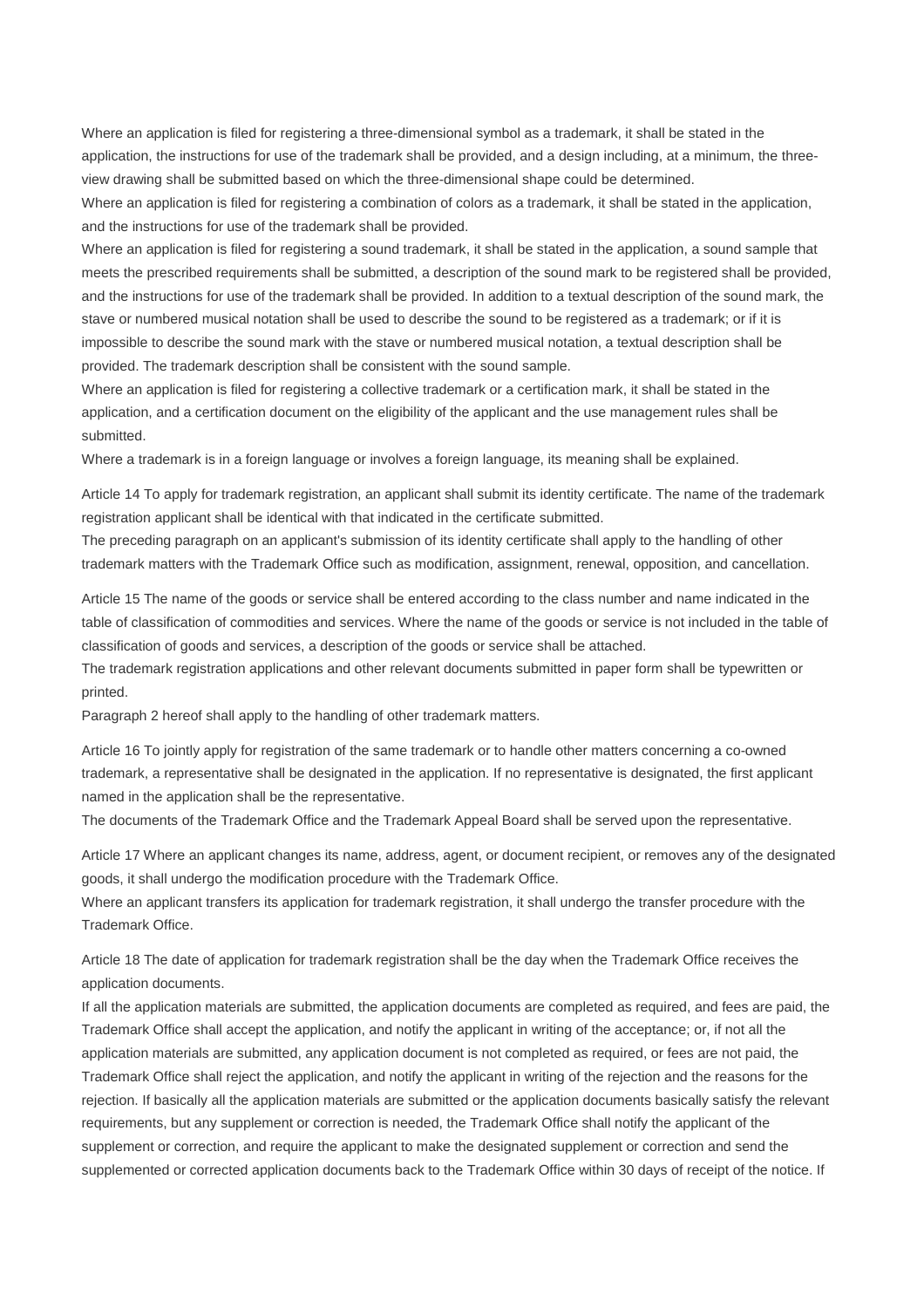Where an application is filed for registering a three-dimensional symbol as a trademark, it shall be stated in the application, the instructions for use of the trademark shall be provided, and a design including, at a minimum, the three-view drawing shall be submitted based on which the three-dimensional shape could be determined.

Where an application is filed for registering a combination of colors as a trademark, it shall be stated in the application, and the instructions for use of the trademark shall be provided.

Where an application is filed for registering a sound trademark, it shall be stated in the application, a sound sample that meets the prescribed requirements shall be submitted, a description of the sound mark to be registered shall be provided, and the instructions for use of the trademark shall be provided. In addition to a textual description of the sound mark, the stave or numbered musical notation shall be used to describe the sound to be registered as a trademark; or if it is impossible to describe the sound mark with the stave or numbered musical notation, a textual description shall be provided. The trademark description shall be consistent with the sound sample.

Where an application is filed for registering a collective trademark or a certification mark, it shall be stated in the application, and a certification document on the eligibility of the applicant and the use management rules shall be submitted.

Where a trademark is in a foreign language or involves a foreign language, its meaning shall be explained.

Article 14 To apply for trademark registration, an applicant shall submit its identity certificate. The name of the trademark registration applicant shall be identical with that indicated in the certificate submitted.

The preceding paragraph on an applicant's submission of its identity certificate shall apply to the handling of other trademark matters with the Trademark Office such as modification, assignment, renewal, opposition, and cancellation.

Article 15 The name of the goods or service shall be entered according to the class number and name indicated in the table of classification of commodities and services. Where the name of the goods or service is not included in the table of classification of goods and services, a description of the goods or service shall be attached.

The trademark registration applications and other relevant documents submitted in paper form shall be typewritten or printed.

Paragraph 2 hereof shall apply to the handling of other trademark matters.

Article 16 To jointly apply for registration of the same trademark or to handle other matters concerning a co-owned trademark, a representative shall be designated in the application. If no representative is designated, the first applicant named in the application shall be the representative.

The documents of the Trademark Office and the Trademark Appeal Board shall be served upon the representative.

Article 17 Where an applicant changes its name, address, agent, or document recipient, or removes any of the designated goods, it shall undergo the modification procedure with the Trademark Office.

Where an applicant transfers its application for trademark registration, it shall undergo the transfer procedure with the Trademark Office.

Article 18 The date of application for trademark registration shall be the day when the Trademark Office receives the application documents.

If all the application materials are submitted, the application documents are completed as required, and fees are paid, the Trademark Office shall accept the application, and notify the applicant in writing of the acceptance; or, if not all the application materials are submitted, any application document is not completed as required, or fees are not paid, the Trademark Office shall reject the application, and notify the applicant in writing of the rejection and the reasons for the rejection. If basically all the application materials are submitted or the application documents basically satisfy the relevant requirements, but any supplement or correction is needed, the Trademark Office shall notify the applicant of the supplement or correction, and require the applicant to make the designated supplement or correction and send the supplemented or corrected application documents back to the Trademark Office within 30 days of receipt of the notice. If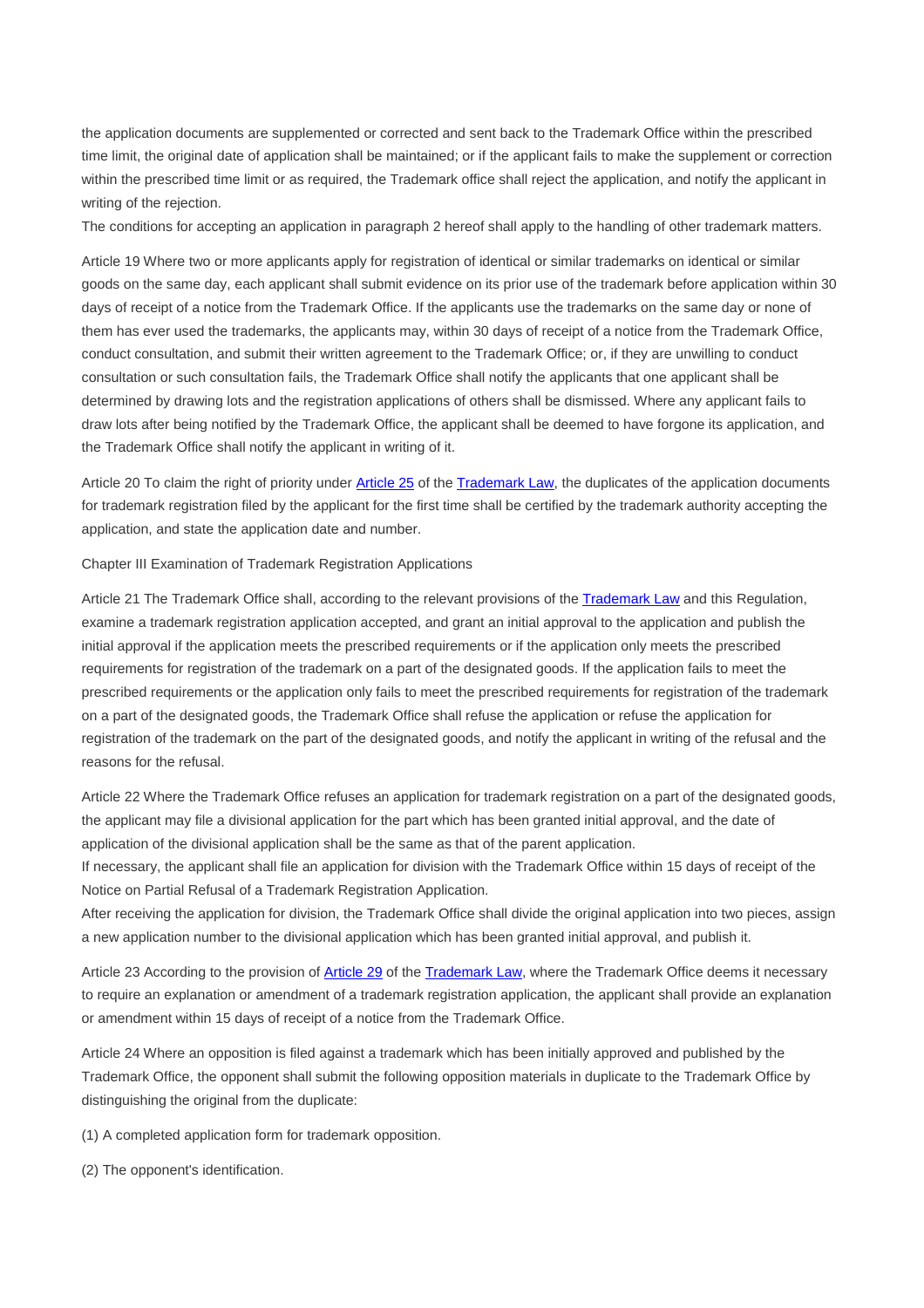the application documents are supplemented or corrected and sent back to the Trademark Office within the prescribed time limit, the original date of application shall be maintained; or if the applicant fails to make the supplement or correction within the prescribed time limit or as required, the Trademark office shall reject the application, and notify the applicant in writing of the rejection.
The conditions for accepting an application in paragraph 2 hereof shall apply to the handling of other trademark matters.

Article 19 Where two or more applicants apply for registration of identical or similar trademarks on identical or similar goods on the same day, each applicant shall submit evidence on its prior use of the trademark before application within 30 days of receipt of a notice from the Trademark Office. If the applicants use the trademarks on the same day or none of them has ever used the trademarks, the applicants may, within 30 days of receipt of a notice from the Trademark Office, conduct consultation, and submit their written agreement to the Trademark Office; or, if they are unwilling to conduct consultation or such consultation fails, the Trademark Office shall notify the applicants that one applicant shall be determined by drawing lots and the registration applications of others shall be dismissed. Where any applicant fails to draw lots after being notified by the Trademark Office, the applicant shall be deemed to have forgone its application, and the Trademark Office shall notify the applicant in writing of it.

Article 20 To claim the right of priority under Article 25 of the Trademark Law, the duplicates of the application documents for trademark registration filed by the applicant for the first time shall be certified by the trademark authority accepting the application, and state the application date and number.

## Chapter III Examination of Trademark Registration Applications

Article 21 The Trademark Office shall, according to the relevant provisions of the Trademark Law and this Regulation, examine a trademark registration application accepted, and grant an initial approval to the application and publish the initial approval if the application meets the prescribed requirements or if the application only meets the prescribed requirements for registration of the trademark on a part of the designated goods. If the application fails to meet the prescribed requirements or the application only fails to meet the prescribed requirements for registration of the trademark on a part of the designated goods, the Trademark Office shall refuse the application or refuse the application for registration of the trademark on the part of the designated goods, and notify the applicant in writing of the refusal and the reasons for the refusal.

Article 22 Where the Trademark Office refuses an application for trademark registration on a part of the designated goods, the applicant may file a divisional application for the part which has been granted initial approval, and the date of application of the divisional application shall be the same as that of the parent application.
If necessary, the applicant shall file an application for division with the Trademark Office within 15 days of receipt of the Notice on Partial Refusal of a Trademark Registration Application.
After receiving the application for division, the Trademark Office shall divide the original application into two pieces, assign a new application number to the divisional application which has been granted initial approval, and publish it.

Article 23 According to the provision of Article 29 of the Trademark Law, where the Trademark Office deems it necessary to require an explanation or amendment of a trademark registration application, the applicant shall provide an explanation or amendment within 15 days of receipt of a notice from the Trademark Office.

Article 24 Where an opposition is filed against a trademark which has been initially approved and published by the Trademark Office, the opponent shall submit the following opposition materials in duplicate to the Trademark Office by distinguishing the original from the duplicate:

(1) A completed application form for trademark opposition.

(2) The opponent's identification.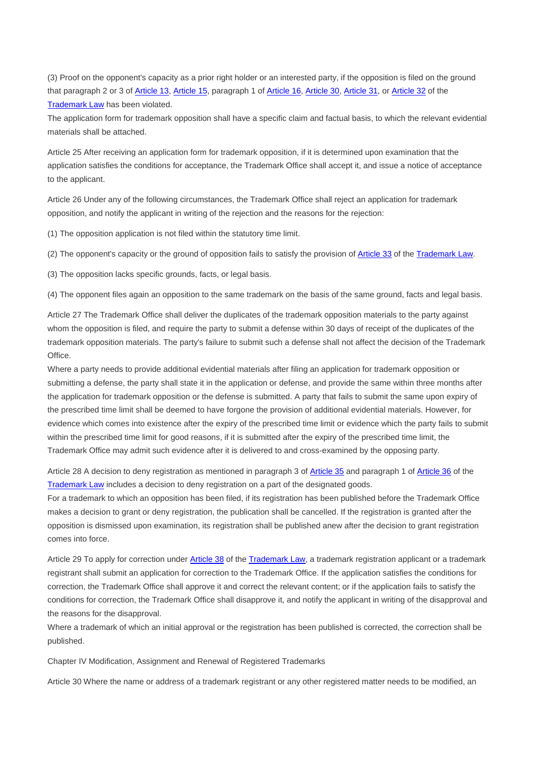(3) Proof on the opponent's capacity as a prior right holder or an interested party, if the opposition is filed on the ground that paragraph 2 or 3 of Article 13, Article 15, paragraph 1 of Article 16, Article 30, Article 31, or Article 32 of the Trademark Law has been violated.

The application form for trademark opposition shall have a specific claim and factual basis, to which the relevant evidential materials shall be attached.

Article 25 After receiving an application form for trademark opposition, if it is determined upon examination that the application satisfies the conditions for acceptance, the Trademark Office shall accept it, and issue a notice of acceptance to the applicant.

Article 26 Under any of the following circumstances, the Trademark Office shall reject an application for trademark opposition, and notify the applicant in writing of the rejection and the reasons for the rejection:

(1) The opposition application is not filed within the statutory time limit.

(2) The opponent's capacity or the ground of opposition fails to satisfy the provision of Article 33 of the Trademark Law.

(3) The opposition lacks specific grounds, facts, or legal basis.

(4) The opponent files again an opposition to the same trademark on the basis of the same ground, facts and legal basis.

Article 27 The Trademark Office shall deliver the duplicates of the trademark opposition materials to the party against whom the opposition is filed, and require the party to submit a defense within 30 days of receipt of the duplicates of the trademark opposition materials. The party's failure to submit such a defense shall not affect the decision of the Trademark Office.

Where a party needs to provide additional evidential materials after filing an application for trademark opposition or submitting a defense, the party shall state it in the application or defense, and provide the same within three months after the application for trademark opposition or the defense is submitted. A party that fails to submit the same upon expiry of the prescribed time limit shall be deemed to have forgone the provision of additional evidential materials. However, for evidence which comes into existence after the expiry of the prescribed time limit or evidence which the party fails to submit within the prescribed time limit for good reasons, if it is submitted after the expiry of the prescribed time limit, the Trademark Office may admit such evidence after it is delivered to and cross-examined by the opposing party.

Article 28 A decision to deny registration as mentioned in paragraph 3 of Article 35 and paragraph 1 of Article 36 of the Trademark Law includes a decision to deny registration on a part of the designated goods.

For a trademark to which an opposition has been filed, if its registration has been published before the Trademark Office makes a decision to grant or deny registration, the publication shall be cancelled. If the registration is granted after the opposition is dismissed upon examination, its registration shall be published anew after the decision to grant registration comes into force.

Article 29 To apply for correction under Article 38 of the Trademark Law, a trademark registration applicant or a trademark registrant shall submit an application for correction to the Trademark Office. If the application satisfies the conditions for correction, the Trademark Office shall approve it and correct the relevant content; or if the application fails to satisfy the conditions for correction, the Trademark Office shall disapprove it, and notify the applicant in writing of the disapproval and the reasons for the disapproval.

Where a trademark of which an initial approval or the registration has been published is corrected, the correction shall be published.

Chapter IV Modification, Assignment and Renewal of Registered Trademarks

Article 30 Where the name or address of a trademark registrant or any other registered matter needs to be modified, an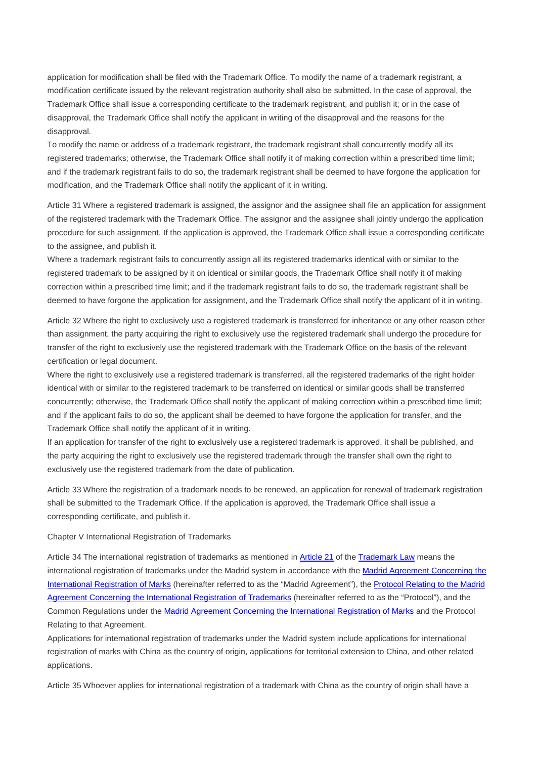application for modification shall be filed with the Trademark Office. To modify the name of a trademark registrant, a modification certificate issued by the relevant registration authority shall also be submitted. In the case of approval, the Trademark Office shall issue a corresponding certificate to the trademark registrant, and publish it; or in the case of disapproval, the Trademark Office shall notify the applicant in writing of the disapproval and the reasons for the disapproval.

To modify the name or address of a trademark registrant, the trademark registrant shall concurrently modify all its registered trademarks; otherwise, the Trademark Office shall notify it of making correction within a prescribed time limit; and if the trademark registrant fails to do so, the trademark registrant shall be deemed to have forgone the application for modification, and the Trademark Office shall notify the applicant of it in writing.

Article 31 Where a registered trademark is assigned, the assignor and the assignee shall file an application for assignment of the registered trademark with the Trademark Office. The assignor and the assignee shall jointly undergo the application procedure for such assignment. If the application is approved, the Trademark Office shall issue a corresponding certificate to the assignee, and publish it.

Where a trademark registrant fails to concurrently assign all its registered trademarks identical with or similar to the registered trademark to be assigned by it on identical or similar goods, the Trademark Office shall notify it of making correction within a prescribed time limit; and if the trademark registrant fails to do so, the trademark registrant shall be deemed to have forgone the application for assignment, and the Trademark Office shall notify the applicant of it in writing.

Article 32 Where the right to exclusively use a registered trademark is transferred for inheritance or any other reason other than assignment, the party acquiring the right to exclusively use the registered trademark shall undergo the procedure for transfer of the right to exclusively use the registered trademark with the Trademark Office on the basis of the relevant certification or legal document.

Where the right to exclusively use a registered trademark is transferred, all the registered trademarks of the right holder identical with or similar to the registered trademark to be transferred on identical or similar goods shall be transferred concurrently; otherwise, the Trademark Office shall notify the applicant of making correction within a prescribed time limit; and if the applicant fails to do so, the applicant shall be deemed to have forgone the application for transfer, and the Trademark Office shall notify the applicant of it in writing.

If an application for transfer of the right to exclusively use a registered trademark is approved, it shall be published, and the party acquiring the right to exclusively use the registered trademark through the transfer shall own the right to exclusively use the registered trademark from the date of publication.

Article 33 Where the registration of a trademark needs to be renewed, an application for renewal of trademark registration shall be submitted to the Trademark Office. If the application is approved, the Trademark Office shall issue a corresponding certificate, and publish it.

Chapter V International Registration of Trademarks

Article 34 The international registration of trademarks as mentioned in Article 21 of the Trademark Law means the international registration of trademarks under the Madrid system in accordance with the Madrid Agreement Concerning the International Registration of Marks (hereinafter referred to as the "Madrid Agreement"), the Protocol Relating to the Madrid Agreement Concerning the International Registration of Trademarks (hereinafter referred to as the "Protocol"), and the Common Regulations under the Madrid Agreement Concerning the International Registration of Marks and the Protocol Relating to that Agreement.

Applications for international registration of trademarks under the Madrid system include applications for international registration of marks with China as the country of origin, applications for territorial extension to China, and other related applications.

Article 35 Whoever applies for international registration of a trademark with China as the country of origin shall have a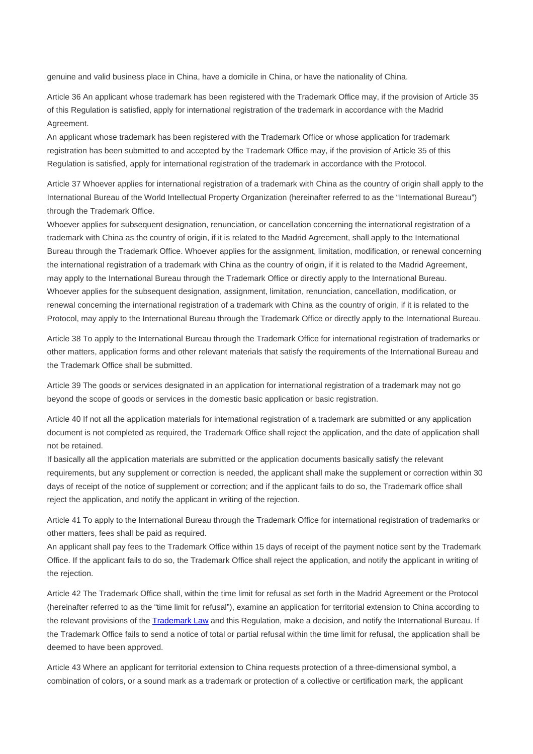genuine and valid business place in China, have a domicile in China, or have the nationality of China.

Article 36 An applicant whose trademark has been registered with the Trademark Office may, if the provision of Article 35 of this Regulation is satisfied, apply for international registration of the trademark in accordance with the Madrid Agreement.
An applicant whose trademark has been registered with the Trademark Office or whose application for trademark registration has been submitted to and accepted by the Trademark Office may, if the provision of Article 35 of this Regulation is satisfied, apply for international registration of the trademark in accordance with the Protocol.

Article 37 Whoever applies for international registration of a trademark with China as the country of origin shall apply to the International Bureau of the World Intellectual Property Organization (hereinafter referred to as the "International Bureau") through the Trademark Office.
Whoever applies for subsequent designation, renunciation, or cancellation concerning the international registration of a trademark with China as the country of origin, if it is related to the Madrid Agreement, shall apply to the International Bureau through the Trademark Office. Whoever applies for the assignment, limitation, modification, or renewal concerning the international registration of a trademark with China as the country of origin, if it is related to the Madrid Agreement, may apply to the International Bureau through the Trademark Office or directly apply to the International Bureau.
Whoever applies for the subsequent designation, assignment, limitation, renunciation, cancellation, modification, or renewal concerning the international registration of a trademark with China as the country of origin, if it is related to the Protocol, may apply to the International Bureau through the Trademark Office or directly apply to the International Bureau.

Article 38 To apply to the International Bureau through the Trademark Office for international registration of trademarks or other matters, application forms and other relevant materials that satisfy the requirements of the International Bureau and the Trademark Office shall be submitted.

Article 39 The goods or services designated in an application for international registration of a trademark may not go beyond the scope of goods or services in the domestic basic application or basic registration.

Article 40 If not all the application materials for international registration of a trademark are submitted or any application document is not completed as required, the Trademark Office shall reject the application, and the date of application shall not be retained.
If basically all the application materials are submitted or the application documents basically satisfy the relevant requirements, but any supplement or correction is needed, the applicant shall make the supplement or correction within 30 days of receipt of the notice of supplement or correction; and if the applicant fails to do so, the Trademark office shall reject the application, and notify the applicant in writing of the rejection.

Article 41 To apply to the International Bureau through the Trademark Office for international registration of trademarks or other matters, fees shall be paid as required.
An applicant shall pay fees to the Trademark Office within 15 days of receipt of the payment notice sent by the Trademark Office. If the applicant fails to do so, the Trademark Office shall reject the application, and notify the applicant in writing of the rejection.

Article 42 The Trademark Office shall, within the time limit for refusal as set forth in the Madrid Agreement or the Protocol (hereinafter referred to as the "time limit for refusal"), examine an application for territorial extension to China according to the relevant provisions of the Trademark Law and this Regulation, make a decision, and notify the International Bureau. If the Trademark Office fails to send a notice of total or partial refusal within the time limit for refusal, the application shall be deemed to have been approved.

Article 43 Where an applicant for territorial extension to China requests protection of a three-dimensional symbol, a combination of colors, or a sound mark as a trademark or protection of a collective or certification mark, the applicant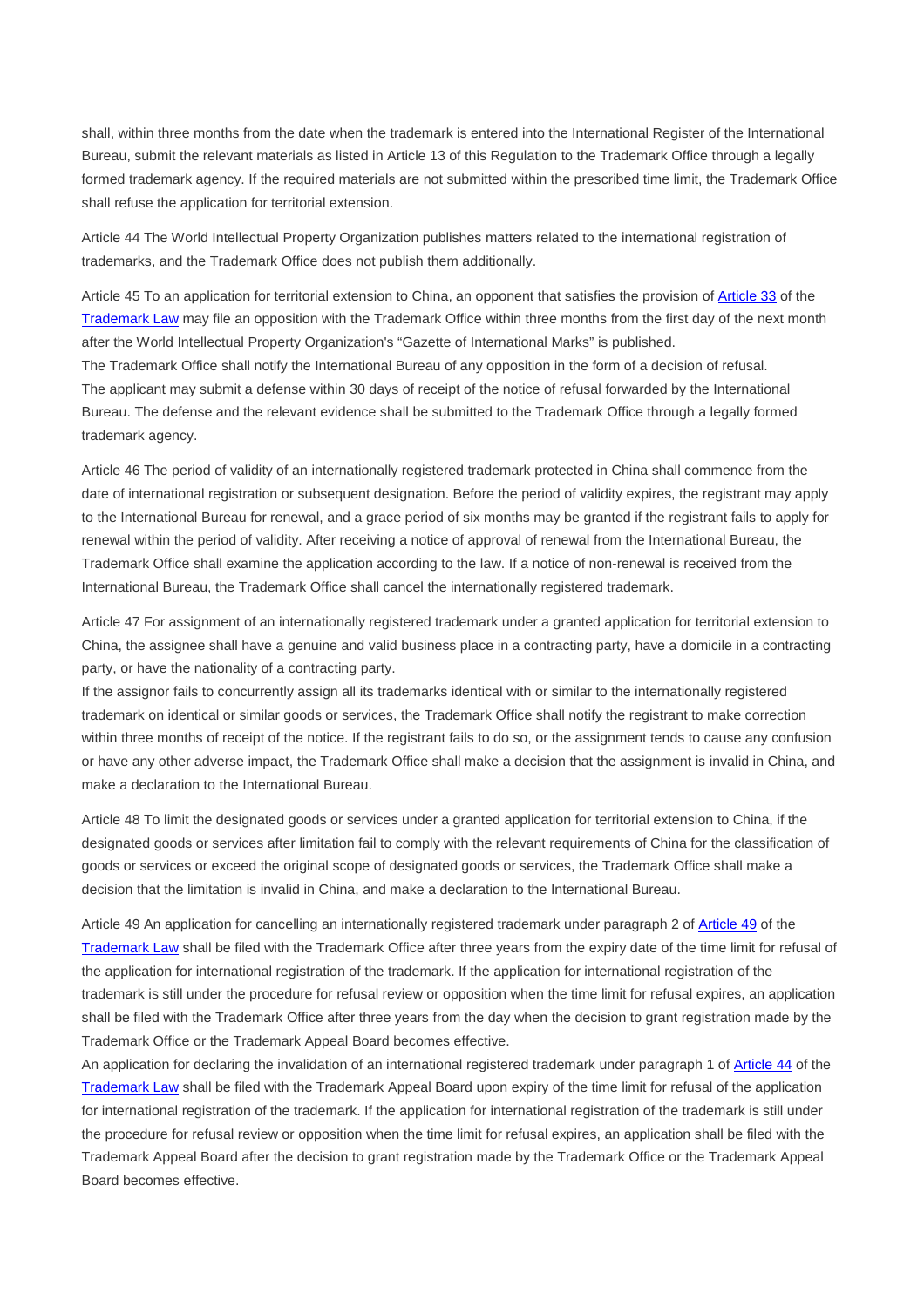shall, within three months from the date when the trademark is entered into the International Register of the International Bureau, submit the relevant materials as listed in Article 13 of this Regulation to the Trademark Office through a legally formed trademark agency. If the required materials are not submitted within the prescribed time limit, the Trademark Office shall refuse the application for territorial extension.

Article 44 The World Intellectual Property Organization publishes matters related to the international registration of trademarks, and the Trademark Office does not publish them additionally.

Article 45 To an application for territorial extension to China, an opponent that satisfies the provision of Article 33 of the Trademark Law may file an opposition with the Trademark Office within three months from the first day of the next month after the World Intellectual Property Organization's "Gazette of International Marks" is published.
The Trademark Office shall notify the International Bureau of any opposition in the form of a decision of refusal.
The applicant may submit a defense within 30 days of receipt of the notice of refusal forwarded by the International Bureau. The defense and the relevant evidence shall be submitted to the Trademark Office through a legally formed trademark agency.

Article 46 The period of validity of an internationally registered trademark protected in China shall commence from the date of international registration or subsequent designation. Before the period of validity expires, the registrant may apply to the International Bureau for renewal, and a grace period of six months may be granted if the registrant fails to apply for renewal within the period of validity. After receiving a notice of approval of renewal from the International Bureau, the Trademark Office shall examine the application according to the law. If a notice of non-renewal is received from the International Bureau, the Trademark Office shall cancel the internationally registered trademark.

Article 47 For assignment of an internationally registered trademark under a granted application for territorial extension to China, the assignee shall have a genuine and valid business place in a contracting party, have a domicile in a contracting party, or have the nationality of a contracting party.
If the assignor fails to concurrently assign all its trademarks identical with or similar to the internationally registered trademark on identical or similar goods or services, the Trademark Office shall notify the registrant to make correction within three months of receipt of the notice. If the registrant fails to do so, or the assignment tends to cause any confusion or have any other adverse impact, the Trademark Office shall make a decision that the assignment is invalid in China, and make a declaration to the International Bureau.

Article 48 To limit the designated goods or services under a granted application for territorial extension to China, if the designated goods or services after limitation fail to comply with the relevant requirements of China for the classification of goods or services or exceed the original scope of designated goods or services, the Trademark Office shall make a decision that the limitation is invalid in China, and make a declaration to the International Bureau.

Article 49 An application for cancelling an internationally registered trademark under paragraph 2 of Article 49 of the Trademark Law shall be filed with the Trademark Office after three years from the expiry date of the time limit for refusal of the application for international registration of the trademark. If the application for international registration of the trademark is still under the procedure for refusal review or opposition when the time limit for refusal expires, an application shall be filed with the Trademark Office after three years from the day when the decision to grant registration made by the Trademark Office or the Trademark Appeal Board becomes effective.
An application for declaring the invalidation of an international registered trademark under paragraph 1 of Article 44 of the Trademark Law shall be filed with the Trademark Appeal Board upon expiry of the time limit for refusal of the application for international registration of the trademark. If the application for international registration of the trademark is still under the procedure for refusal review or opposition when the time limit for refusal expires, an application shall be filed with the Trademark Appeal Board after the decision to grant registration made by the Trademark Office or the Trademark Appeal Board becomes effective.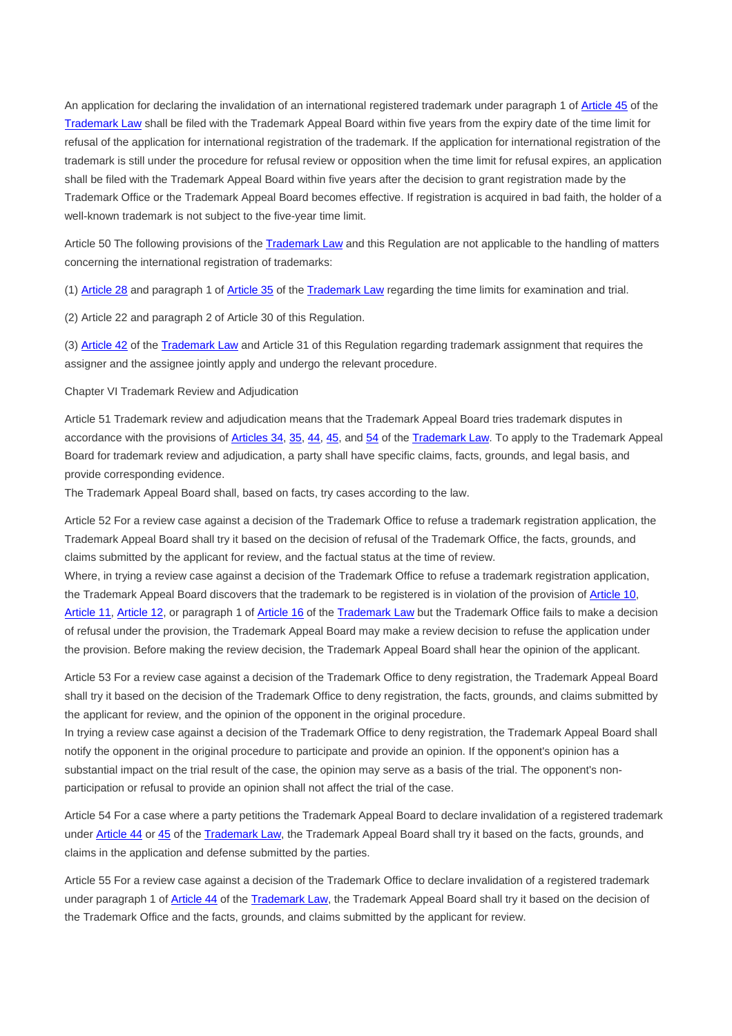An application for declaring the invalidation of an international registered trademark under paragraph 1 of Article 45 of the Trademark Law shall be filed with the Trademark Appeal Board within five years from the expiry date of the time limit for refusal of the application for international registration of the trademark. If the application for international registration of the trademark is still under the procedure for refusal review or opposition when the time limit for refusal expires, an application shall be filed with the Trademark Appeal Board within five years after the decision to grant registration made by the Trademark Office or the Trademark Appeal Board becomes effective. If registration is acquired in bad faith, the holder of a well-known trademark is not subject to the five-year time limit.

Article 50 The following provisions of the Trademark Law and this Regulation are not applicable to the handling of matters concerning the international registration of trademarks:

(1) Article 28 and paragraph 1 of Article 35 of the Trademark Law regarding the time limits for examination and trial.

(2) Article 22 and paragraph 2 of Article 30 of this Regulation.

(3) Article 42 of the Trademark Law and Article 31 of this Regulation regarding trademark assignment that requires the assigner and the assignee jointly apply and undergo the relevant procedure.

## Chapter VI Trademark Review and Adjudication

Article 51 Trademark review and adjudication means that the Trademark Appeal Board tries trademark disputes in accordance with the provisions of Articles 34, 35, 44, 45, and 54 of the Trademark Law. To apply to the Trademark Appeal Board for trademark review and adjudication, a party shall have specific claims, facts, grounds, and legal basis, and provide corresponding evidence.
The Trademark Appeal Board shall, based on facts, try cases according to the law.

Article 52 For a review case against a decision of the Trademark Office to refuse a trademark registration application, the Trademark Appeal Board shall try it based on the decision of refusal of the Trademark Office, the facts, grounds, and claims submitted by the applicant for review, and the factual status at the time of review.
Where, in trying a review case against a decision of the Trademark Office to refuse a trademark registration application, the Trademark Appeal Board discovers that the trademark to be registered is in violation of the provision of Article 10, Article 11, Article 12, or paragraph 1 of Article 16 of the Trademark Law but the Trademark Office fails to make a decision of refusal under the provision, the Trademark Appeal Board may make a review decision to refuse the application under the provision. Before making the review decision, the Trademark Appeal Board shall hear the opinion of the applicant.

Article 53 For a review case against a decision of the Trademark Office to deny registration, the Trademark Appeal Board shall try it based on the decision of the Trademark Office to deny registration, the facts, grounds, and claims submitted by the applicant for review, and the opinion of the opponent in the original procedure.
In trying a review case against a decision of the Trademark Office to deny registration, the Trademark Appeal Board shall notify the opponent in the original procedure to participate and provide an opinion. If the opponent's opinion has a substantial impact on the trial result of the case, the opinion may serve as a basis of the trial. The opponent's non-participation or refusal to provide an opinion shall not affect the trial of the case.

Article 54 For a case where a party petitions the Trademark Appeal Board to declare invalidation of a registered trademark under Article 44 or 45 of the Trademark Law, the Trademark Appeal Board shall try it based on the facts, grounds, and claims in the application and defense submitted by the parties.

Article 55 For a review case against a decision of the Trademark Office to declare invalidation of a registered trademark under paragraph 1 of Article 44 of the Trademark Law, the Trademark Appeal Board shall try it based on the decision of the Trademark Office and the facts, grounds, and claims submitted by the applicant for review.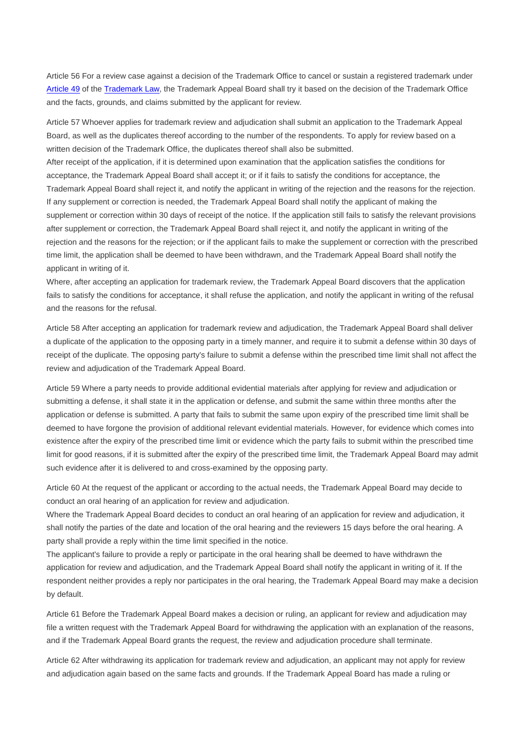Article 56 For a review case against a decision of the Trademark Office to cancel or sustain a registered trademark under [Article 49] of the [Trademark Law], the Trademark Appeal Board shall try it based on the decision of the Trademark Office and the facts, grounds, and claims submitted by the applicant for review.

Article 57 Whoever applies for trademark review and adjudication shall submit an application to the Trademark Appeal Board, as well as the duplicates thereof according to the number of the respondents. To apply for review based on a written decision of the Trademark Office, the duplicates thereof shall also be submitted.
After receipt of the application, if it is determined upon examination that the application satisfies the conditions for acceptance, the Trademark Appeal Board shall accept it; or if it fails to satisfy the conditions for acceptance, the Trademark Appeal Board shall reject it, and notify the applicant in writing of the rejection and the reasons for the rejection. If any supplement or correction is needed, the Trademark Appeal Board shall notify the applicant of making the supplement or correction within 30 days of receipt of the notice. If the application still fails to satisfy the relevant provisions after supplement or correction, the Trademark Appeal Board shall reject it, and notify the applicant in writing of the rejection and the reasons for the rejection; or if the applicant fails to make the supplement or correction with the prescribed time limit, the application shall be deemed to have been withdrawn, and the Trademark Appeal Board shall notify the applicant in writing of it.
Where, after accepting an application for trademark review, the Trademark Appeal Board discovers that the application fails to satisfy the conditions for acceptance, it shall refuse the application, and notify the applicant in writing of the refusal and the reasons for the refusal.

Article 58 After accepting an application for trademark review and adjudication, the Trademark Appeal Board shall deliver a duplicate of the application to the opposing party in a timely manner, and require it to submit a defense within 30 days of receipt of the duplicate. The opposing party's failure to submit a defense within the prescribed time limit shall not affect the review and adjudication of the Trademark Appeal Board.

Article 59 Where a party needs to provide additional evidential materials after applying for review and adjudication or submitting a defense, it shall state it in the application or defense, and submit the same within three months after the application or defense is submitted. A party that fails to submit the same upon expiry of the prescribed time limit shall be deemed to have forgone the provision of additional relevant evidential materials. However, for evidence which comes into existence after the expiry of the prescribed time limit or evidence which the party fails to submit within the prescribed time limit for good reasons, if it is submitted after the expiry of the prescribed time limit, the Trademark Appeal Board may admit such evidence after it is delivered to and cross-examined by the opposing party.

Article 60 At the request of the applicant or according to the actual needs, the Trademark Appeal Board may decide to conduct an oral hearing of an application for review and adjudication.
Where the Trademark Appeal Board decides to conduct an oral hearing of an application for review and adjudication, it shall notify the parties of the date and location of the oral hearing and the reviewers 15 days before the oral hearing. A party shall provide a reply within the time limit specified in the notice.
The applicant's failure to provide a reply or participate in the oral hearing shall be deemed to have withdrawn the application for review and adjudication, and the Trademark Appeal Board shall notify the applicant in writing of it. If the respondent neither provides a reply nor participates in the oral hearing, the Trademark Appeal Board may make a decision by default.

Article 61 Before the Trademark Appeal Board makes a decision or ruling, an applicant for review and adjudication may file a written request with the Trademark Appeal Board for withdrawing the application with an explanation of the reasons, and if the Trademark Appeal Board grants the request, the review and adjudication procedure shall terminate.

Article 62 After withdrawing its application for trademark review and adjudication, an applicant may not apply for review and adjudication again based on the same facts and grounds. If the Trademark Appeal Board has made a ruling or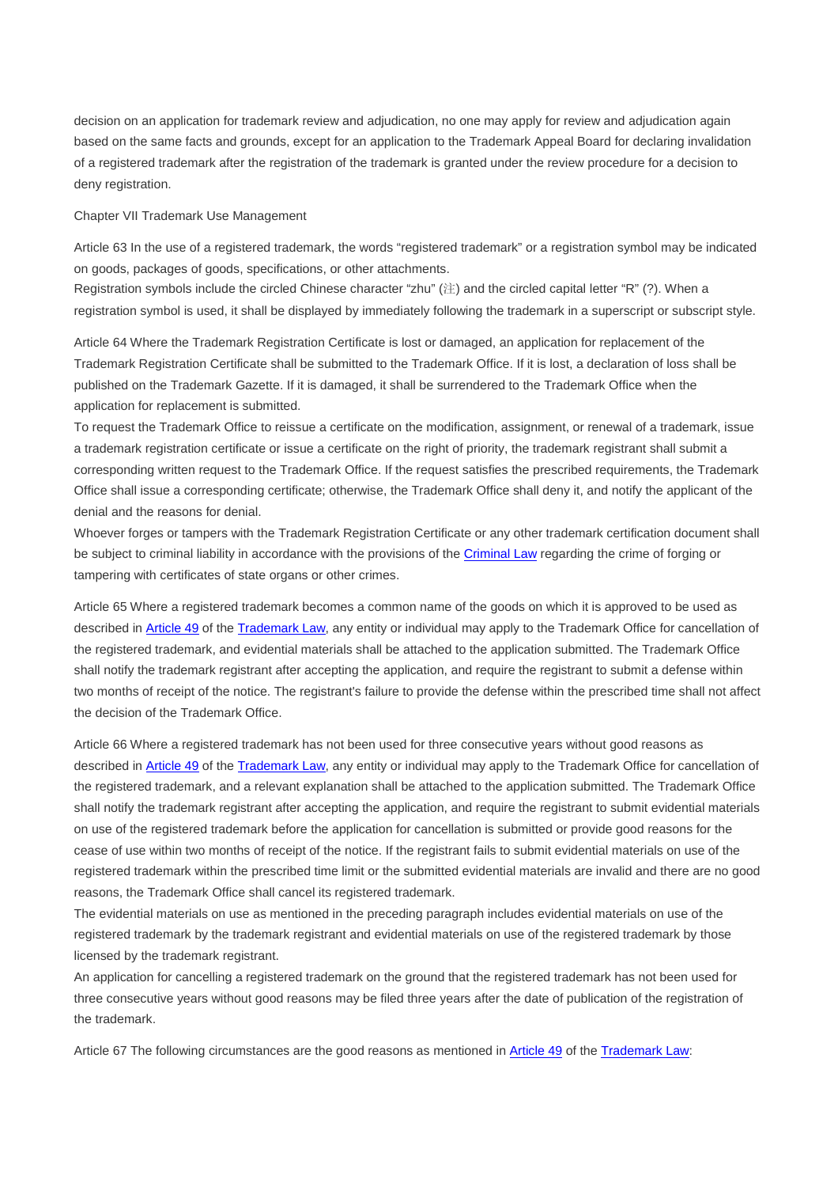decision on an application for trademark review and adjudication, no one may apply for review and adjudication again based on the same facts and grounds, except for an application to the Trademark Appeal Board for declaring invalidation of a registered trademark after the registration of the trademark is granted under the review procedure for a decision to deny registration.

Chapter VII Trademark Use Management

Article 63 In the use of a registered trademark, the words "registered trademark" or a registration symbol may be indicated on goods, packages of goods, specifications, or other attachments.
Registration symbols include the circled Chinese character "zhu" (㊟) and the circled capital letter "R" (?). When a registration symbol is used, it shall be displayed by immediately following the trademark in a superscript or subscript style.

Article 64 Where the Trademark Registration Certificate is lost or damaged, an application for replacement of the Trademark Registration Certificate shall be submitted to the Trademark Office. If it is lost, a declaration of loss shall be published on the Trademark Gazette. If it is damaged, it shall be surrendered to the Trademark Office when the application for replacement is submitted.
To request the Trademark Office to reissue a certificate on the modification, assignment, or renewal of a trademark, issue a trademark registration certificate or issue a certificate on the right of priority, the trademark registrant shall submit a corresponding written request to the Trademark Office. If the request satisfies the prescribed requirements, the Trademark Office shall issue a corresponding certificate; otherwise, the Trademark Office shall deny it, and notify the applicant of the denial and the reasons for denial.
Whoever forges or tampers with the Trademark Registration Certificate or any other trademark certification document shall be subject to criminal liability in accordance with the provisions of the Criminal Law regarding the crime of forging or tampering with certificates of state organs or other crimes.

Article 65 Where a registered trademark becomes a common name of the goods on which it is approved to be used as described in Article 49 of the Trademark Law, any entity or individual may apply to the Trademark Office for cancellation of the registered trademark, and evidential materials shall be attached to the application submitted. The Trademark Office shall notify the trademark registrant after accepting the application, and require the registrant to submit a defense within two months of receipt of the notice. The registrant's failure to provide the defense within the prescribed time shall not affect the decision of the Trademark Office.

Article 66 Where a registered trademark has not been used for three consecutive years without good reasons as described in Article 49 of the Trademark Law, any entity or individual may apply to the Trademark Office for cancellation of the registered trademark, and a relevant explanation shall be attached to the application submitted. The Trademark Office shall notify the trademark registrant after accepting the application, and require the registrant to submit evidential materials on use of the registered trademark before the application for cancellation is submitted or provide good reasons for the cease of use within two months of receipt of the notice. If the registrant fails to submit evidential materials on use of the registered trademark within the prescribed time limit or the submitted evidential materials are invalid and there are no good reasons, the Trademark Office shall cancel its registered trademark.
The evidential materials on use as mentioned in the preceding paragraph includes evidential materials on use of the registered trademark by the trademark registrant and evidential materials on use of the registered trademark by those licensed by the trademark registrant.
An application for cancelling a registered trademark on the ground that the registered trademark has not been used for three consecutive years without good reasons may be filed three years after the date of publication of the registration of the trademark.

Article 67 The following circumstances are the good reasons as mentioned in Article 49 of the Trademark Law: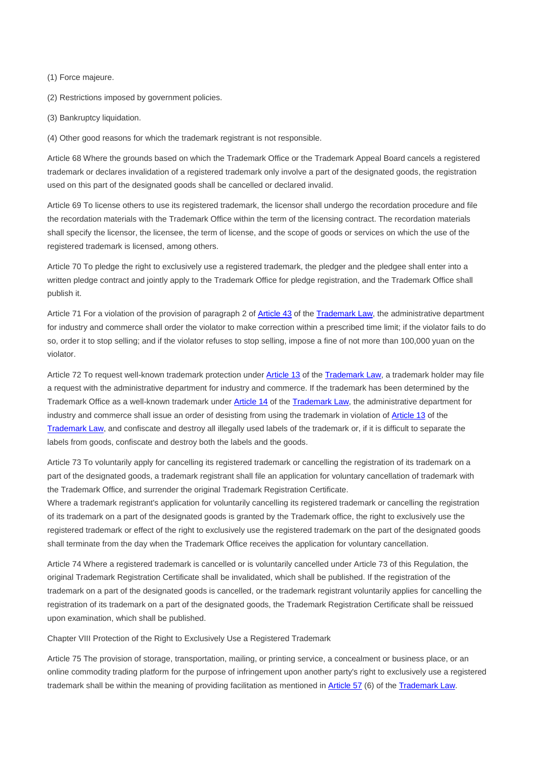(1) Force majeure.

(2) Restrictions imposed by government policies.

(3) Bankruptcy liquidation.

(4) Other good reasons for which the trademark registrant is not responsible.

Article 68 Where the grounds based on which the Trademark Office or the Trademark Appeal Board cancels a registered trademark or declares invalidation of a registered trademark only involve a part of the designated goods, the registration used on this part of the designated goods shall be cancelled or declared invalid.

Article 69 To license others to use its registered trademark, the licensor shall undergo the recordation procedure and file the recordation materials with the Trademark Office within the term of the licensing contract. The recordation materials shall specify the licensor, the licensee, the term of license, and the scope of goods or services on which the use of the registered trademark is licensed, among others.

Article 70 To pledge the right to exclusively use a registered trademark, the pledger and the pledgee shall enter into a written pledge contract and jointly apply to the Trademark Office for pledge registration, and the Trademark Office shall publish it.

Article 71 For a violation of the provision of paragraph 2 of Article 43 of the Trademark Law, the administrative department for industry and commerce shall order the violator to make correction within a prescribed time limit; if the violator fails to do so, order it to stop selling; and if the violator refuses to stop selling, impose a fine of not more than 100,000 yuan on the violator.

Article 72 To request well-known trademark protection under Article 13 of the Trademark Law, a trademark holder may file a request with the administrative department for industry and commerce. If the trademark has been determined by the Trademark Office as a well-known trademark under Article 14 of the Trademark Law, the administrative department for industry and commerce shall issue an order of desisting from using the trademark in violation of Article 13 of the Trademark Law, and confiscate and destroy all illegally used labels of the trademark or, if it is difficult to separate the labels from goods, confiscate and destroy both the labels and the goods.

Article 73 To voluntarily apply for cancelling its registered trademark or cancelling the registration of its trademark on a part of the designated goods, a trademark registrant shall file an application for voluntary cancellation of trademark with the Trademark Office, and surrender the original Trademark Registration Certificate.
Where a trademark registrant's application for voluntarily cancelling its registered trademark or cancelling the registration of its trademark on a part of the designated goods is granted by the Trademark office, the right to exclusively use the registered trademark or effect of the right to exclusively use the registered trademark on the part of the designated goods shall terminate from the day when the Trademark Office receives the application for voluntary cancellation.

Article 74 Where a registered trademark is cancelled or is voluntarily cancelled under Article 73 of this Regulation, the original Trademark Registration Certificate shall be invalidated, which shall be published. If the registration of the trademark on a part of the designated goods is cancelled, or the trademark registrant voluntarily applies for cancelling the registration of its trademark on a part of the designated goods, the Trademark Registration Certificate shall be reissued upon examination, which shall be published.

## Chapter VIII Protection of the Right to Exclusively Use a Registered Trademark

Article 75 The provision of storage, transportation, mailing, or printing service, a concealment or business place, or an online commodity trading platform for the purpose of infringement upon another party's right to exclusively use a registered trademark shall be within the meaning of providing facilitation as mentioned in Article 57 (6) of the Trademark Law.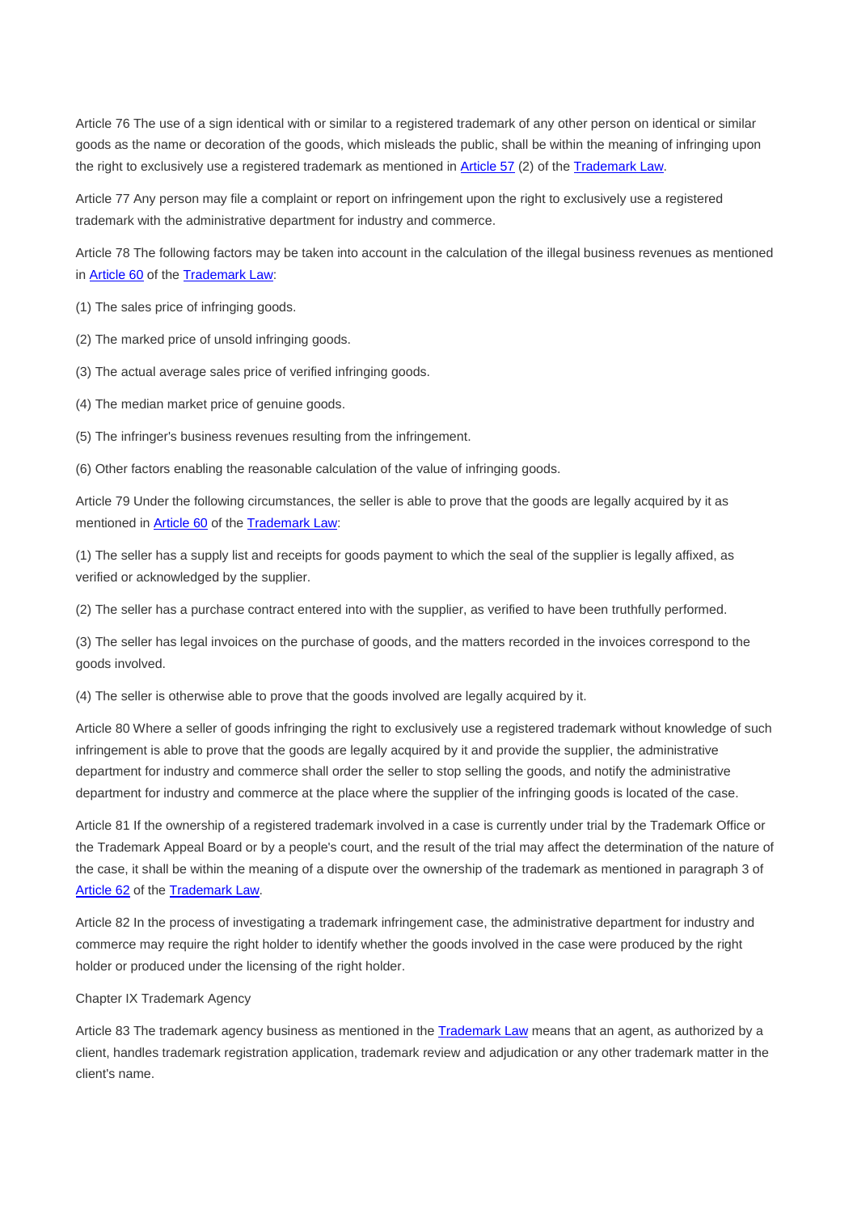Article 76 The use of a sign identical with or similar to a registered trademark of any other person on identical or similar goods as the name or decoration of the goods, which misleads the public, shall be within the meaning of infringing upon the right to exclusively use a registered trademark as mentioned in Article 57 (2) of the Trademark Law.

Article 77 Any person may file a complaint or report on infringement upon the right to exclusively use a registered trademark with the administrative department for industry and commerce.

Article 78 The following factors may be taken into account in the calculation of the illegal business revenues as mentioned in Article 60 of the Trademark Law:

(1) The sales price of infringing goods.

(2) The marked price of unsold infringing goods.

(3) The actual average sales price of verified infringing goods.

(4) The median market price of genuine goods.

(5) The infringer's business revenues resulting from the infringement.

(6) Other factors enabling the reasonable calculation of the value of infringing goods.

Article 79 Under the following circumstances, the seller is able to prove that the goods are legally acquired by it as mentioned in Article 60 of the Trademark Law:

(1) The seller has a supply list and receipts for goods payment to which the seal of the supplier is legally affixed, as verified or acknowledged by the supplier.

(2) The seller has a purchase contract entered into with the supplier, as verified to have been truthfully performed.

(3) The seller has legal invoices on the purchase of goods, and the matters recorded in the invoices correspond to the goods involved.

(4) The seller is otherwise able to prove that the goods involved are legally acquired by it.

Article 80 Where a seller of goods infringing the right to exclusively use a registered trademark without knowledge of such infringement is able to prove that the goods are legally acquired by it and provide the supplier, the administrative department for industry and commerce shall order the seller to stop selling the goods, and notify the administrative department for industry and commerce at the place where the supplier of the infringing goods is located of the case.

Article 81 If the ownership of a registered trademark involved in a case is currently under trial by the Trademark Office or the Trademark Appeal Board or by a people's court, and the result of the trial may affect the determination of the nature of the case, it shall be within the meaning of a dispute over the ownership of the trademark as mentioned in paragraph 3 of Article 62 of the Trademark Law.

Article 82 In the process of investigating a trademark infringement case, the administrative department for industry and commerce may require the right holder to identify whether the goods involved in the case were produced by the right holder or produced under the licensing of the right holder.

Chapter IX Trademark Agency

Article 83 The trademark agency business as mentioned in the Trademark Law means that an agent, as authorized by a client, handles trademark registration application, trademark review and adjudication or any other trademark matter in the client's name.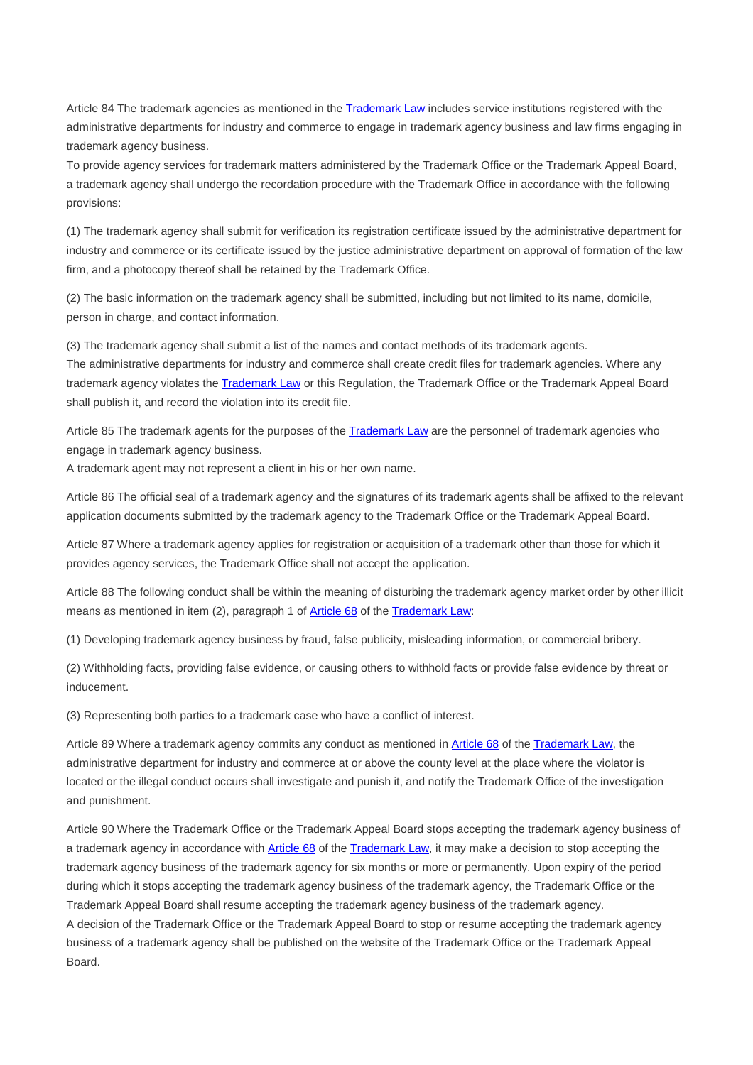Article 84 The trademark agencies as mentioned in the Trademark Law includes service institutions registered with the administrative departments for industry and commerce to engage in trademark agency business and law firms engaging in trademark agency business.

To provide agency services for trademark matters administered by the Trademark Office or the Trademark Appeal Board, a trademark agency shall undergo the recordation procedure with the Trademark Office in accordance with the following provisions:

(1) The trademark agency shall submit for verification its registration certificate issued by the administrative department for industry and commerce or its certificate issued by the justice administrative department on approval of formation of the law firm, and a photocopy thereof shall be retained by the Trademark Office.

(2) The basic information on the trademark agency shall be submitted, including but not limited to its name, domicile, person in charge, and contact information.

(3) The trademark agency shall submit a list of the names and contact methods of its trademark agents.

The administrative departments for industry and commerce shall create credit files for trademark agencies. Where any trademark agency violates the Trademark Law or this Regulation, the Trademark Office or the Trademark Appeal Board shall publish it, and record the violation into its credit file.

Article 85 The trademark agents for the purposes of the Trademark Law are the personnel of trademark agencies who engage in trademark agency business.

A trademark agent may not represent a client in his or her own name.

Article 86 The official seal of a trademark agency and the signatures of its trademark agents shall be affixed to the relevant application documents submitted by the trademark agency to the Trademark Office or the Trademark Appeal Board.

Article 87 Where a trademark agency applies for registration or acquisition of a trademark other than those for which it provides agency services, the Trademark Office shall not accept the application.

Article 88 The following conduct shall be within the meaning of disturbing the trademark agency market order by other illicit means as mentioned in item (2), paragraph 1 of Article 68 of the Trademark Law:

(1) Developing trademark agency business by fraud, false publicity, misleading information, or commercial bribery.

(2) Withholding facts, providing false evidence, or causing others to withhold facts or provide false evidence by threat or inducement.

(3) Representing both parties to a trademark case who have a conflict of interest.

Article 89 Where a trademark agency commits any conduct as mentioned in Article 68 of the Trademark Law, the administrative department for industry and commerce at or above the county level at the place where the violator is located or the illegal conduct occurs shall investigate and punish it, and notify the Trademark Office of the investigation and punishment.

Article 90 Where the Trademark Office or the Trademark Appeal Board stops accepting the trademark agency business of a trademark agency in accordance with Article 68 of the Trademark Law, it may make a decision to stop accepting the trademark agency business of the trademark agency for six months or more or permanently. Upon expiry of the period during which it stops accepting the trademark agency business of the trademark agency, the Trademark Office or the Trademark Appeal Board shall resume accepting the trademark agency business of the trademark agency.

A decision of the Trademark Office or the Trademark Appeal Board to stop or resume accepting the trademark agency business of a trademark agency shall be published on the website of the Trademark Office or the Trademark Appeal Board.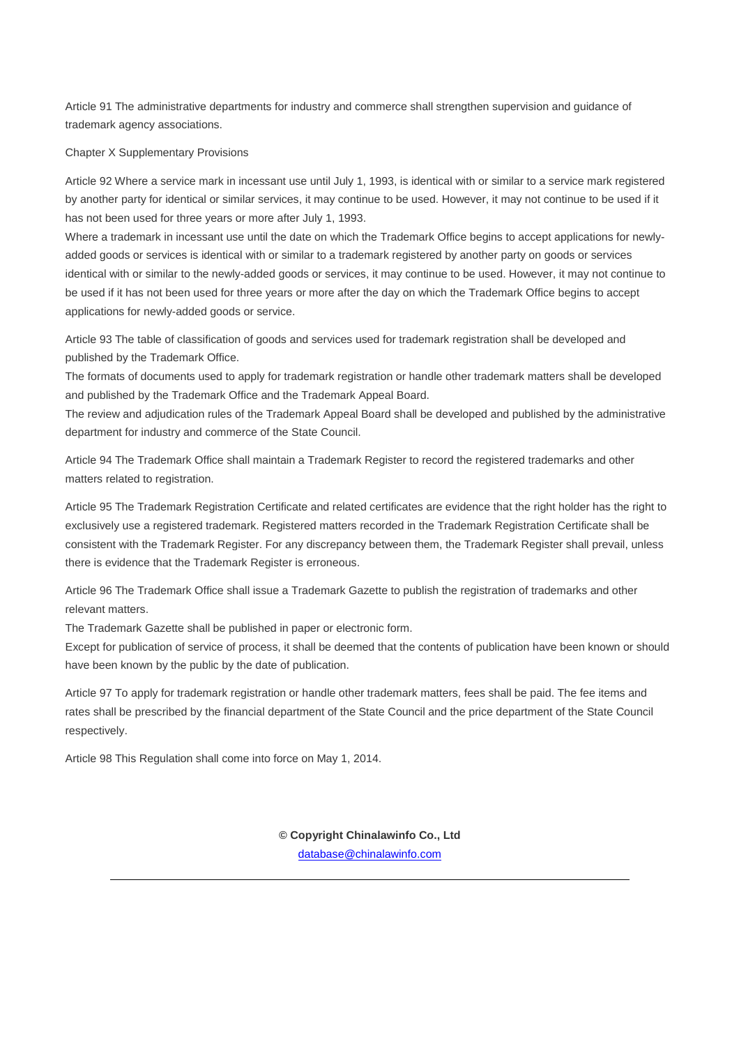Article 91 The administrative departments for industry and commerce shall strengthen supervision and guidance of trademark agency associations.

## Chapter X Supplementary Provisions

Article 92 Where a service mark in incessant use until July 1, 1993, is identical with or similar to a service mark registered by another party for identical or similar services, it may continue to be used. However, it may not continue to be used if it has not been used for three years or more after July 1, 1993.

Where a trademark in incessant use until the date on which the Trademark Office begins to accept applications for newly-added goods or services is identical with or similar to a trademark registered by another party on goods or services identical with or similar to the newly-added goods or services, it may continue to be used. However, it may not continue to be used if it has not been used for three years or more after the day on which the Trademark Office begins to accept applications for newly-added goods or service.

Article 93 The table of classification of goods and services used for trademark registration shall be developed and published by the Trademark Office.

The formats of documents used to apply for trademark registration or handle other trademark matters shall be developed and published by the Trademark Office and the Trademark Appeal Board.

The review and adjudication rules of the Trademark Appeal Board shall be developed and published by the administrative department for industry and commerce of the State Council.

Article 94 The Trademark Office shall maintain a Trademark Register to record the registered trademarks and other matters related to registration.

Article 95 The Trademark Registration Certificate and related certificates are evidence that the right holder has the right to exclusively use a registered trademark. Registered matters recorded in the Trademark Registration Certificate shall be consistent with the Trademark Register. For any discrepancy between them, the Trademark Register shall prevail, unless there is evidence that the Trademark Register is erroneous.

Article 96 The Trademark Office shall issue a Trademark Gazette to publish the registration of trademarks and other relevant matters.

The Trademark Gazette shall be published in paper or electronic form.

Except for publication of service of process, it shall be deemed that the contents of publication have been known or should have been known by the public by the date of publication.

Article 97 To apply for trademark registration or handle other trademark matters, fees shall be paid. The fee items and rates shall be prescribed by the financial department of the State Council and the price department of the State Council respectively.

Article 98 This Regulation shall come into force on May 1, 2014.

**© Copyright Chinalawinfo Co., Ltd**

database@chinalawinfo.com